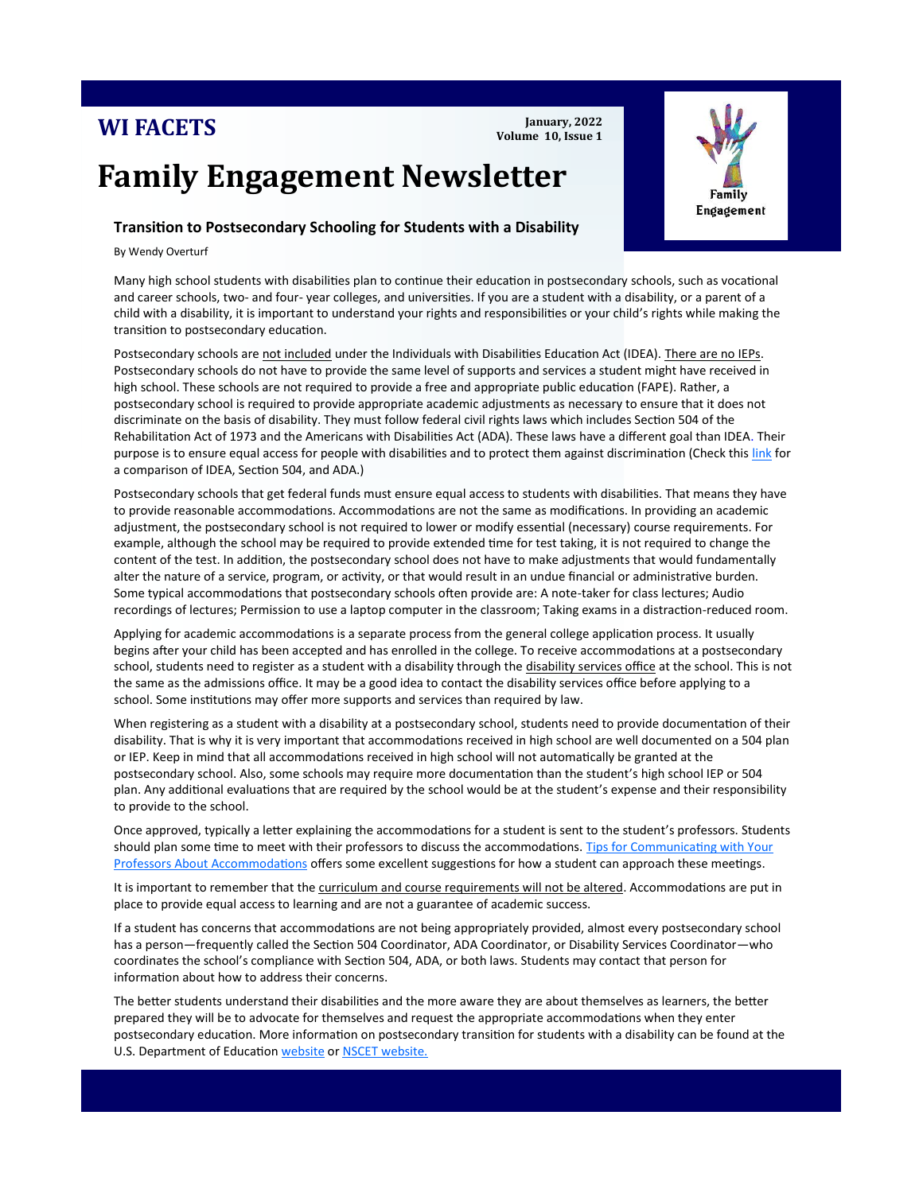**WI FACETS**

January, 2022
Volume 10, Issue 1

# Family Engagement Newsletter

Family Engagement

## Transition to Postsecondary Schooling for Students with a Disability

By Wendy Overturf

Many high school students with disabilities plan to continue their education in postsecondary schools, such as vocational and career schools, two- and four- year colleges, and universities. If you are a student with a disability, or a parent of a child with a disability, it is important to understand your rights and responsibilities or your child's rights while making the transition to postsecondary education.

Postsecondary schools are not included under the Individuals with Disabilities Education Act (IDEA). There are no IEPs. Postsecondary schools do not have to provide the same level of supports and services a student might have received in high school. These schools are not required to provide a free and appropriate public education (FAPE). Rather, a postsecondary school is required to provide appropriate academic adjustments as necessary to ensure that it does not discriminate on the basis of disability. They must follow federal civil rights laws which includes Section 504 of the Rehabilitation Act of 1973 and the Americans with Disabilities Act (ADA). These laws have a different goal than IDEA. Their purpose is to ensure equal access for people with disabilities and to protect them against discrimination (Check this link for a comparison of IDEA, Section 504, and ADA.)

Postsecondary schools that get federal funds must ensure equal access to students with disabilities. That means they have to provide reasonable accommodations. Accommodations are not the same as modifications. In providing an academic adjustment, the postsecondary school is not required to lower or modify essential (necessary) course requirements. For example, although the school may be required to provide extended time for test taking, it is not required to change the content of the test. In addition, the postsecondary school does not have to make adjustments that would fundamentally alter the nature of a service, program, or activity, or that would result in an undue financial or administrative burden. Some typical accommodations that postsecondary schools often provide are: A note-taker for class lectures; Audio recordings of lectures; Permission to use a laptop computer in the classroom; Taking exams in a distraction-reduced room.

Applying for academic accommodations is a separate process from the general college application process. It usually begins after your child has been accepted and has enrolled in the college. To receive accommodations at a postsecondary school, students need to register as a student with a disability through the disability services office at the school. This is not the same as the admissions office. It may be a good idea to contact the disability services office before applying to a school. Some institutions may offer more supports and services than required by law.

When registering as a student with a disability at a postsecondary school, students need to provide documentation of their disability. That is why it is very important that accommodations received in high school are well documented on a 504 plan or IEP. Keep in mind that all accommodations received in high school will not automatically be granted at the postsecondary school. Also, some schools may require more documentation than the student's high school IEP or 504 plan. Any additional evaluations that are required by the school would be at the student's expense and their responsibility to provide to the school.

Once approved, typically a letter explaining the accommodations for a student is sent to the student's professors. Students should plan some time to meet with their professors to discuss the accommodations. Tips for Communicating with Your Professors About Accommodations offers some excellent suggestions for how a student can approach these meetings.

It is important to remember that the curriculum and course requirements will not be altered. Accommodations are put in place to provide equal access to learning and are not a guarantee of academic success.

If a student has concerns that accommodations are not being appropriately provided, almost every postsecondary school has a person—frequently called the Section 504 Coordinator, ADA Coordinator, or Disability Services Coordinator—who coordinates the school's compliance with Section 504, ADA, or both laws. Students may contact that person for information about how to address their concerns.

The better students understand their disabilities and the more aware they are about themselves as learners, the better prepared they will be to advocate for themselves and request the appropriate accommodations when they enter postsecondary education. More information on postsecondary transition for students with a disability can be found at the U.S. Department of Education website or NSCET website.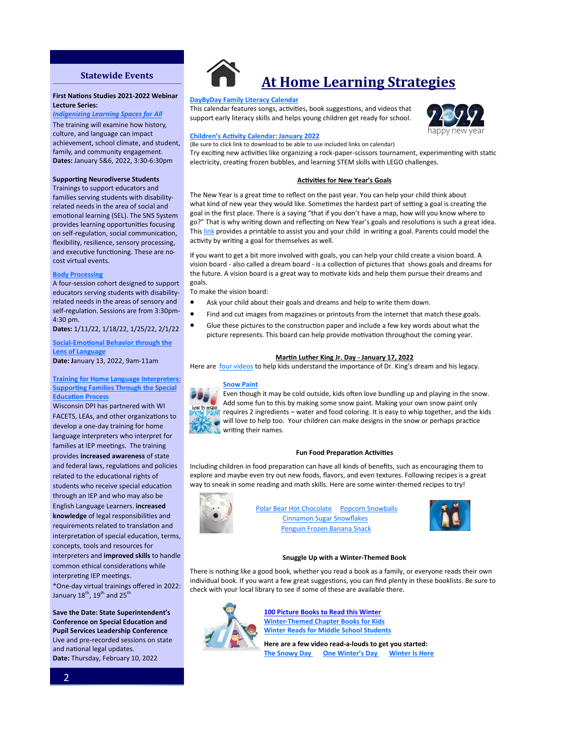## Statewide Events

**First Nations Studies 2021-2022 Webinar Lecture Series:**
***Indigenizing Learning Spaces for All***
The training will examine how history, culture, and language can impact achievement, school climate, and student, family, and community engagement.
**Dates:** January 5&6, 2022, 3:30-6:30pm

**Supporting Neurodiverse Students**
Trainings to support educators and families serving students with disability-related needs in the area of social and emotional learning (SEL). The SNS System provides learning opportunities focusing on self-regulation, social communication, flexibility, resilience, sensory processing, and executive functioning. These are no-cost virtual events.

**Body Processing**
A four-session cohort designed to support educators serving students with disability-related needs in the areas of sensory and self-regulation. Sessions are from 3:30pm-4:30 pm.
**Dates:** 1/11/22, 1/18/22, 1/25/22, 2/1/22

**Social-Emotional Behavior through the Lens of Language**
**Date:** January 13, 2022, 9am-11am

**Training for Home Language Interpreters: Supporting Families Through the Special Education Process**
Wisconsin DPI has partnered with WI FACETS, LEAs, and other organizations to develop a one-day training for home language interpreters who interpret for families at IEP meetings. The training provides **increased awareness** of state and federal laws, regulations and policies related to the educational rights of students who receive special education through an IEP and who may also be English Language Learners. **increased knowledge** of legal responsibilities and requirements related to translation and interpretation of special education, terms, concepts, tools and resources for interpreters and **improved skills** to handle common ethical considerations while interpreting IEP meetings.
*One-day virtual trainings offered in 2022: January 18th, 19th and 25th

**Save the Date: State Superintendent's Conference on Special Education and Pupil Services Leadership Conference**
Live and pre-recorded sessions on state and national legal updates.
**Date:** Thursday, February 10, 2022

# At Home Learning Strategies

**DayByDay Family Literacy Calendar**
This calendar features songs, activities, book suggestions, and videos that support early literacy skills and helps young children get ready for school.

2022 happy new year

**Children's Activity Calendar: January 2022**
(Be sure to click link to download to be able to use included links on calendar)
Try exciting new activities like organizing a rock-paper-scissors tournament, experimenting with static electricity, creating frozen bubbles, and learning STEM skills with LEGO challenges.

### Activities for New Year's Goals

The New Year is a great time to reflect on the past year. You can help your child think about what kind of new year they would like. Sometimes the hardest part of setting a goal is creating the goal in the first place. There is a saying "that if you don't have a map, how will you know where to go?" That is why writing down and reflecting on New Year's goals and resolutions is such a great idea. This link provides a printable to assist you and your child in writing a goal. Parents could model the activity by writing a goal for themselves as well.

If you want to get a bit more involved with goals, you can help your child create a vision board. A vision board - also called a dream board - is a collection of pictures that shows goals and dreams for the future. A vision board is a great way to motivate kids and help them pursue their dreams and goals.
To make the vision board:

- Ask your child about their goals and dreams and help to write them down.
- Find and cut images from magazines or printouts from the internet that match these goals.
- Glue these pictures to the construction paper and include a few key words about what the picture represents. This board can help provide motivation throughout the coming year.

### Martin Luther King Jr. Day - January 17, 2022

Here are four videos to help kids understand the importance of Dr. King's dream and his legacy.

**Snow Paint**
Even though it may be cold outside, kids often love bundling up and playing in the snow. Add some fun to this by making some snow paint. Making your own snow paint only requires 2 ingredients – water and food coloring. It is easy to whip together, and the kids will love to help too. Your children can make designs in the snow or perhaps practice writing their names.

### Fun Food Preparation Activities

Including children in food preparation can have all kinds of benefits, such as encouraging them to explore and maybe even try out new foods, flavors, and even textures. Following recipes is a great way to sneak in some reading and math skills. Here are some winter-themed recipes to try!

Polar Bear Hot Chocolate   Popcorn Snowballs
Cinnamon Sugar Snowflakes
Penguin Frozen Banana Snack

### Snuggle Up with a Winter-Themed Book

There is nothing like a good book, whether you read a book as a family, or everyone reads their own individual book. If you want a few great suggestions, you can find plenty in these booklists. Be sure to check with your local library to see if some of these are available there.

**100 Picture Books to Read this Winter**
**Winter-Themed Chapter Books for Kids**
**Winter Reads for Middle School Students**

**Here are a few video read-a-louds to get you started:**
**The Snowy Day**   **One Winter's Day**   **Winter Is Here**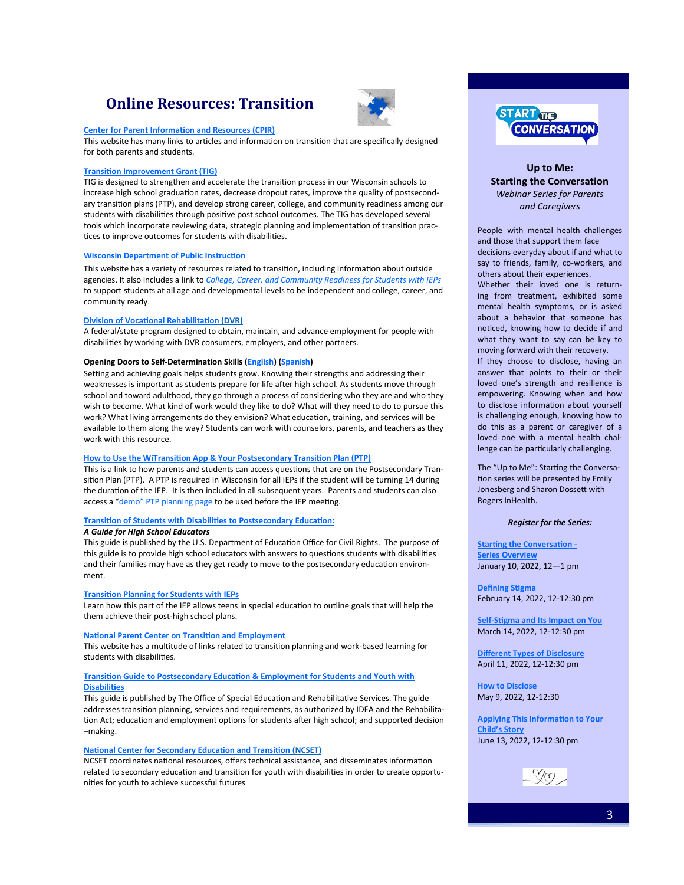# Online Resources: Transition

**Center for Parent Information and Resources (CPIR)**
This website has many links to articles and information on transition that are specifically designed for both parents and students.

**Transition Improvement Grant (TIG)**
TIG is designed to strengthen and accelerate the transition process in our Wisconsin schools to increase high school graduation rates, decrease dropout rates, improve the quality of postsecondary transition plans (PTP), and develop strong career, college, and community readiness among our students with disabilities through positive post school outcomes. The TIG has developed several tools which incorporate reviewing data, strategic planning and implementation of transition practices to improve outcomes for students with disabilities.

**Wisconsin Department of Public Instruction**
This website has a variety of resources related to transition, including information about outside agencies. It also includes a link to *College, Career, and Community Readiness for Students with IEPs* to support students at all age and developmental levels to be independent and college, career, and community ready.

**Division of Vocational Rehabilitation (DVR)**
A federal/state program designed to obtain, maintain, and advance employment for people with disabilities by working with DVR consumers, employers, and other partners.

**Opening Doors to Self-Determination Skills (English) (Spanish)**
Setting and achieving goals helps students grow. Knowing their strengths and addressing their weaknesses is important as students prepare for life after high school. As students move through school and toward adulthood, they go through a process of considering who they are and who they wish to become. What kind of work would they like to do? What will they need to do to pursue this work? What living arrangements do they envision? What education, training, and services will be available to them along the way? Students can work with counselors, parents, and teachers as they work with this resource.

**How to Use the WiTransition App & Your Postsecondary Transition Plan (PTP)**
This is a link to how parents and students can access questions that are on the Postsecondary Transition Plan (PTP). A PTP is required in Wisconsin for all IEPs if the student will be turning 14 during the duration of the IEP. It is then included in all subsequent years. Parents and students can also access a "demo" PTP planning page to be used before the IEP meeting.

**Transition of Students with Disabilities to Postsecondary Education:**
***A Guide for High School Educators***
This guide is published by the U.S. Department of Education Office for Civil Rights. The purpose of this guide is to provide high school educators with answers to questions students with disabilities and their families may have as they get ready to move to the postsecondary education environment.

**Transition Planning for Students with IEPs**
Learn how this part of the IEP allows teens in special education to outline goals that will help the them achieve their post-high school plans.

**National Parent Center on Transition and Employment**
This website has a multitude of links related to transition planning and work-based learning for students with disabilities.

**Transition Guide to Postsecondary Education & Employment for Students and Youth with Disabilities**
This guide is published by The Office of Special Education and Rehabilitative Services. The guide addresses transition planning, services and requirements, as authorized by IDEA and the Rehabilitation Act; education and employment options for students after high school; and supported decision –making.

**National Center for Secondary Education and Transition (NCSET)**
NCSET coordinates national resources, offers technical assistance, and disseminates information related to secondary education and transition for youth with disabilities in order to create opportunities for youth to achieve successful futures

## Up to Me: Starting the Conversation

*Webinar Series for Parents and Caregivers*

People with mental health challenges and those that support them face decisions everyday about if and what to say to friends, family, co-workers, and others about their experiences.

Whether their loved one is returning from treatment, exhibited some mental health symptoms, or is asked about a behavior that someone has noticed, knowing how to decide if and what they want to say can be key to moving forward with their recovery.

If they choose to disclose, having an answer that points to their or their loved one's strength and resilience is empowering. Knowing when and how to disclose information about yourself is challenging enough, knowing how to do this as a parent or caregiver of a loved one with a mental health challenge can be particularly challenging.

The "Up to Me": Starting the Conversation series will be presented by Emily Jonesberg and Sharon Dossett with Rogers InHealth.

***Register for the Series:***

**Starting the Conversation - Series Overview**
January 10, 2022, 12—1 pm

**Defining Stigma**
February 14, 2022, 12-12:30 pm

**Self-Stigma and Its Impact on You**
March 14, 2022, 12-12:30 pm

**Different Types of Disclosure**
April 11, 2022, 12-12:30 pm

**How to Disclose**
May 9, 2022, 12-12:30

**Applying This Information to Your Child's Story**
June 13, 2022, 12-12:30 pm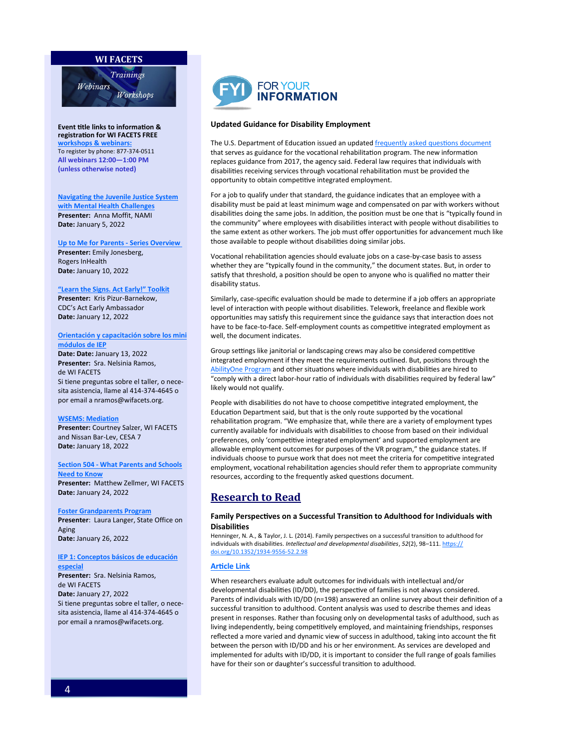## WI FACETS

Trainings
Webinars
Workshops

**Event title links to information & registration for WI FACETS FREE workshops & webinars:**
To register by phone: 877-374-0511
**All webinars 12:00—1:00 PM (unless otherwise noted)**

**Navigating the Juvenile Justice System with Mental Health Challenges**
**Presenter:** Anna Moffit, NAMI
**Date:** January 5, 2022

**Up to Me for Parents - Series Overview**
**Presenter:** Emily Jonesberg, Rogers InHealth
**Date:** January 10, 2022

**"Learn the Signs. Act Early!" Toolkit**
**Presenter:** Kris Pizur-Barnekow, CDC's Act Early Ambassador
**Date:** January 12, 2022

**Orientación y capacitación sobre los mini módulos de IEP**
**Date: Date:** January 13, 2022
**Presenter:** Sra. Nelsinia Ramos, de WI FACETS
Si tiene preguntas sobre el taller, o necesita asistencia, llame al 414-374-4645 o por email a nramos@wifacets.org.

**WSEMS: Mediation**
**Presenter:** Courtney Salzer, WI FACETS and Nissan Bar-Lev, CESA 7
**Date:** January 18, 2022

**Section 504 - What Parents and Schools Need to Know**
**Presenter:** Matthew Zellmer, WI FACETS
**Date:** January 24, 2022

**Foster Grandparents Program**
**Presenter:** Laura Langer, State Office on Aging
**Date:** January 26, 2022

**IEP 1: Conceptos básicos de educación especial**
**Presenter:** Sra. Nelsinia Ramos, de WI FACETS
**Date:** January 27, 2022
Si tiene preguntas sobre el taller, o necesita asistencia, llame al 414-374-4645 o por email a nramos@wifacets.org.

## FYI FOR YOUR INFORMATION

### Updated Guidance for Disability Employment

The U.S. Department of Education issued an updated frequently asked questions document that serves as guidance for the vocational rehabilitation program. The new information replaces guidance from 2017, the agency said. Federal law requires that individuals with disabilities receiving services through vocational rehabilitation must be provided the opportunity to obtain competitive integrated employment.

For a job to qualify under that standard, the guidance indicates that an employee with a disability must be paid at least minimum wage and compensated on par with workers without disabilities doing the same jobs. In addition, the position must be one that is "typically found in the community" where employees with disabilities interact with people without disabilities to the same extent as other workers. The job must offer opportunities for advancement much like those available to people without disabilities doing similar jobs.

Vocational rehabilitation agencies should evaluate jobs on a case-by-case basis to assess whether they are "typically found in the community," the document states. But, in order to satisfy that threshold, a position should be open to anyone who is qualified no matter their disability status.

Similarly, case-specific evaluation should be made to determine if a job offers an appropriate level of interaction with people without disabilities. Telework, freelance and flexible work opportunities may satisfy this requirement since the guidance says that interaction does not have to be face-to-face. Self-employment counts as competitive integrated employment as well, the document indicates.

Group settings like janitorial or landscaping crews may also be considered competitive integrated employment if they meet the requirements outlined. But, positions through the AbilityOne Program and other situations where individuals with disabilities are hired to "comply with a direct labor-hour ratio of individuals with disabilities required by federal law" likely would not qualify.

People with disabilities do not have to choose competitive integrated employment, the Education Department said, but that is the only route supported by the vocational rehabilitation program. "We emphasize that, while there are a variety of employment types currently available for individuals with disabilities to choose from based on their individual preferences, only 'competitive integrated employment' and supported employment are allowable employment outcomes for purposes of the VR program," the guidance states. If individuals choose to pursue work that does not meet the criteria for competitive integrated employment, vocational rehabilitation agencies should refer them to appropriate community resources, according to the frequently asked questions document.

## Research to Read

### Family Perspectives on a Successful Transition to Adulthood for Individuals with Disabilities

Henninger, N. A., & Taylor, J. L. (2014). Family perspectives on a successful transition to adulthood for individuals with disabilities. *Intellectual and developmental disabilities*, *52*(2), 98–111. https://doi.org/10.1352/1934-9556-52.2.98

**Article Link**

When researchers evaluate adult outcomes for individuals with intellectual and/or developmental disabilities (ID/DD), the perspective of families is not always considered. Parents of individuals with ID/DD (n=198) answered an online survey about their definition of a successful transition to adulthood. Content analysis was used to describe themes and ideas present in responses. Rather than focusing only on developmental tasks of adulthood, such as living independently, being competitively employed, and maintaining friendships, responses reflected a more varied and dynamic view of success in adulthood, taking into account the fit between the person with ID/DD and his or her environment. As services are developed and implemented for adults with ID/DD, it is important to consider the full range of goals families have for their son or daughter's successful transition to adulthood.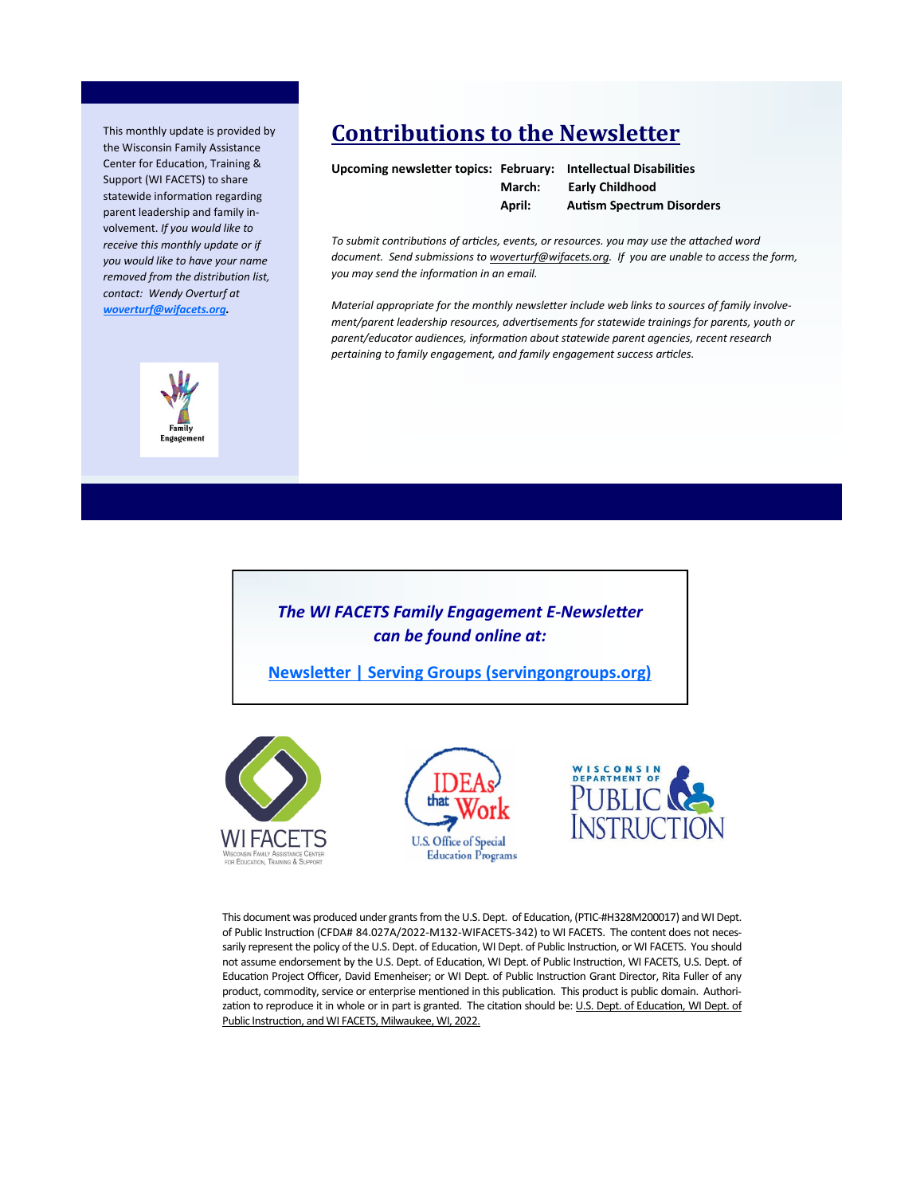This monthly update is provided by the Wisconsin Family Assistance Center for Education, Training & Support (WI FACETS) to share statewide information regarding parent leadership and family involvement. *If you would like to receive this monthly update or if you would like to have your name removed from the distribution list, contact: Wendy Overturf at* ***woverturf@wifacets.org*****.**

Family Engagement

## Contributions to the Newsletter

| | | |
|---|---|---|
| **Upcoming newsletter topics:** | **February:** | **Intellectual Disabilities** |
| | **March:** | **Early Childhood** |
| | **April:** | **Autism Spectrum Disorders** |

*To submit contributions of articles, events, or resources. you may use the attached word document. Send submissions to woverturf@wifacets.org. If you are unable to access the form, you may send the information in an email.*

*Material appropriate for the monthly newsletter include web links to sources of family involvement/parent leadership resources, advertisements for statewide trainings for parents, youth or parent/educator audiences, information about statewide parent agencies, recent research pertaining to family engagement, and family engagement success articles.*

***The WI FACETS Family Engagement E-Newsletter can be found online at:***

**Newsletter | Serving Groups (servingongroups.org)**

WI FACETS
Wisconsin Family Assistance Center for Education, Training & Support

IDEAs that Work
U.S. Office of Special Education Programs

Wisconsin Department of Public Instruction

This document was produced under grants from the U.S. Dept. of Education, (PTIC-#H328M200017) and WI Dept. of Public Instruction (CFDA# 84.027A/2022-M132-WIFACETS-342) to WI FACETS. The content does not necessarily represent the policy of the U.S. Dept. of Education, WI Dept. of Public Instruction, or WI FACETS. You should not assume endorsement by the U.S. Dept. of Education, WI Dept. of Public Instruction, WI FACETS, U.S. Dept. of Education Project Officer, David Emenheiser; or WI Dept. of Public Instruction Grant Director, Rita Fuller of any product, commodity, service or enterprise mentioned in this publication. This product is public domain. Authorization to reproduce it in whole or in part is granted. The citation should be: U.S. Dept. of Education, WI Dept. of Public Instruction, and WI FACETS, Milwaukee, WI, 2022.